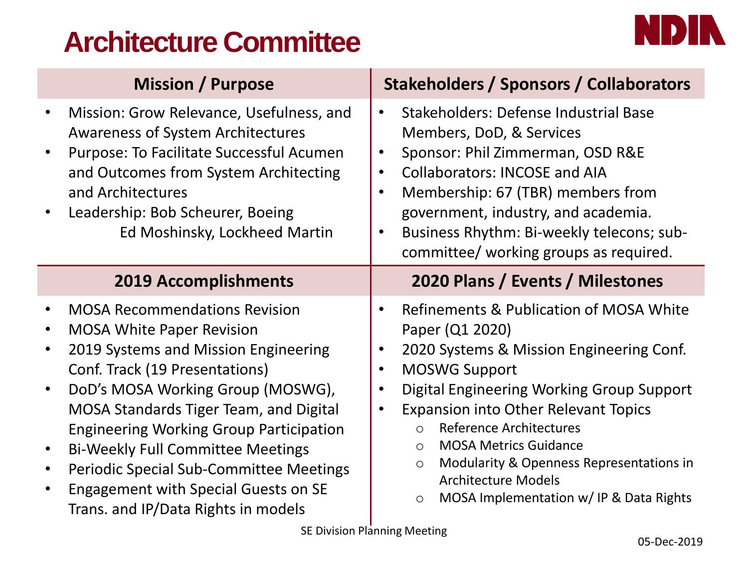# Architecture Committee

NDIA

## Mission / Purpose

- Mission: Grow Relevance, Usefulness, and Awareness of System Architectures
- Purpose: To Facilitate Successful Acumen and Outcomes from System Architecting and Architectures
- Leadership: Bob Scheurer, Boeing
  Ed Moshinsky, Lockheed Martin

## Stakeholders / Sponsors / Collaborators

- Stakeholders: Defense Industrial Base Members, DoD, & Services
- Sponsor: Phil Zimmerman, OSD R&E
- Collaborators: INCOSE and AIA
- Membership: 67 (TBR) members from government, industry, and academia.
- Business Rhythm: Bi-weekly telecons; sub-committee/ working groups as required.

## 2019 Accomplishments

- MOSA Recommendations Revision
- MOSA White Paper Revision
- 2019 Systems and Mission Engineering Conf. Track (19 Presentations)
- DoD's MOSA Working Group (MOSWG), MOSA Standards Tiger Team, and Digital Engineering Working Group Participation
- Bi-Weekly Full Committee Meetings
- Periodic Special Sub-Committee Meetings
- Engagement with Special Guests on SE Trans. and IP/Data Rights in models

## 2020 Plans / Events / Milestones

- Refinements & Publication of MOSA White Paper (Q1 2020)
- 2020 Systems & Mission Engineering Conf.
- MOSWG Support
- Digital Engineering Working Group Support
- Expansion into Other Relevant Topics
  - Reference Architectures
  - MOSA Metrics Guidance
  - Modularity & Openness Representations in Architecture Models
  - MOSA Implementation w/ IP & Data Rights

SE Division Planning Meeting

05-Dec-2019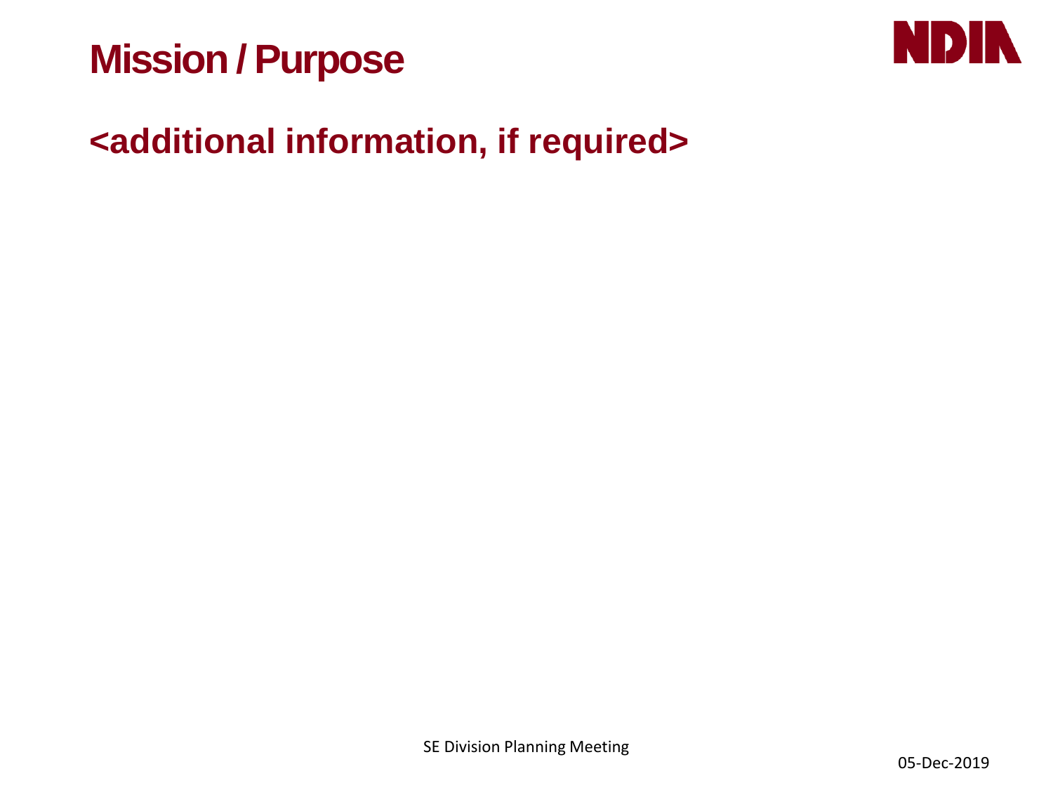# Mission / Purpose

## <additional information, if required>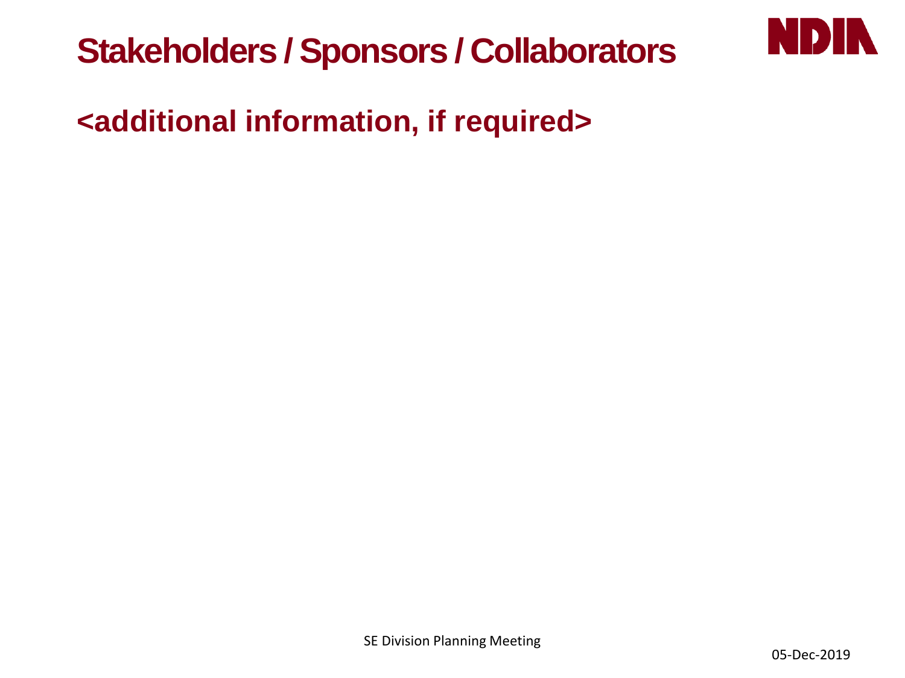# Stakeholders / Sponsors / Collaborators

## <additional information, if required>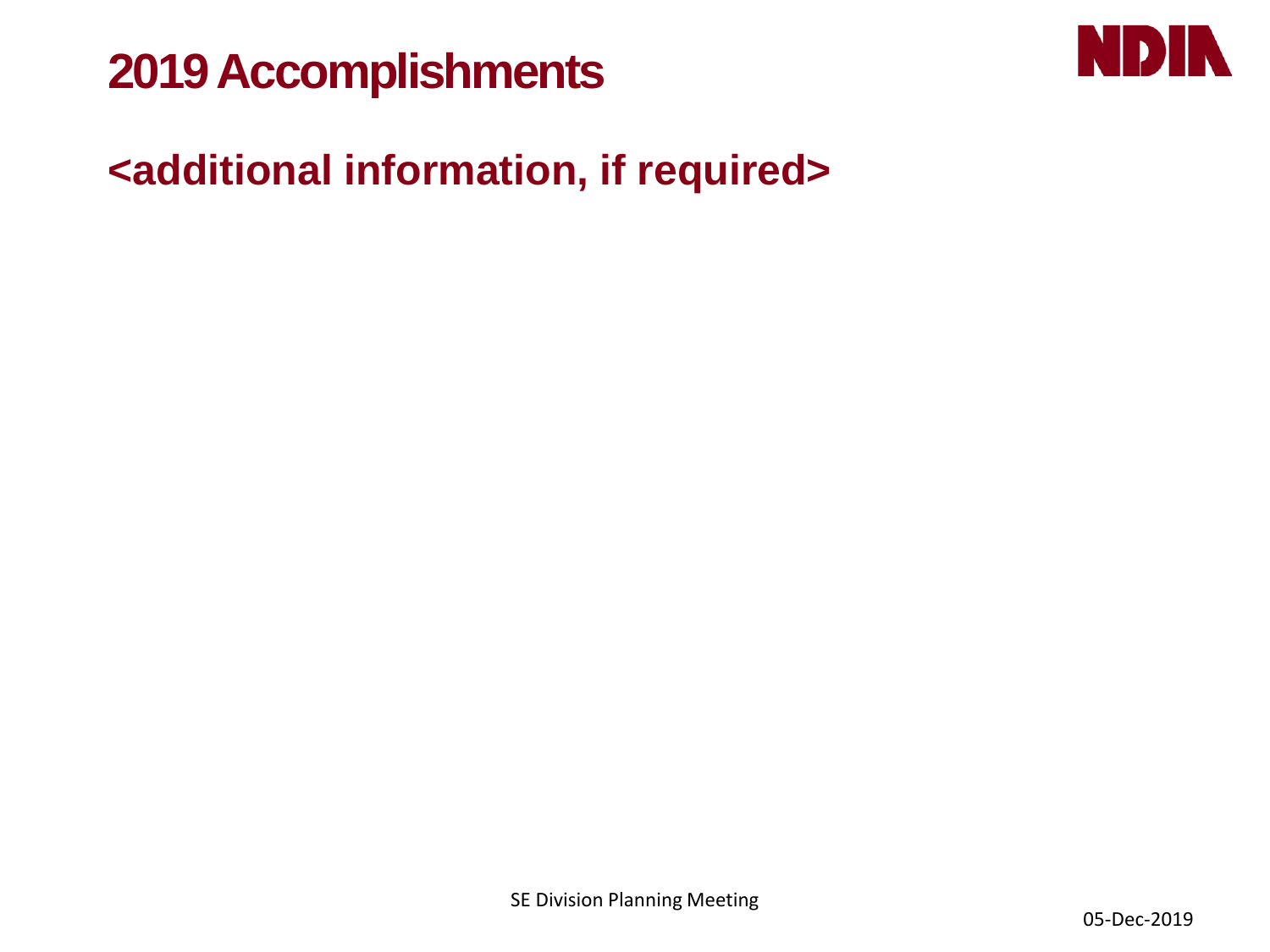# 2019 Accomplishments

## <additional information, if required>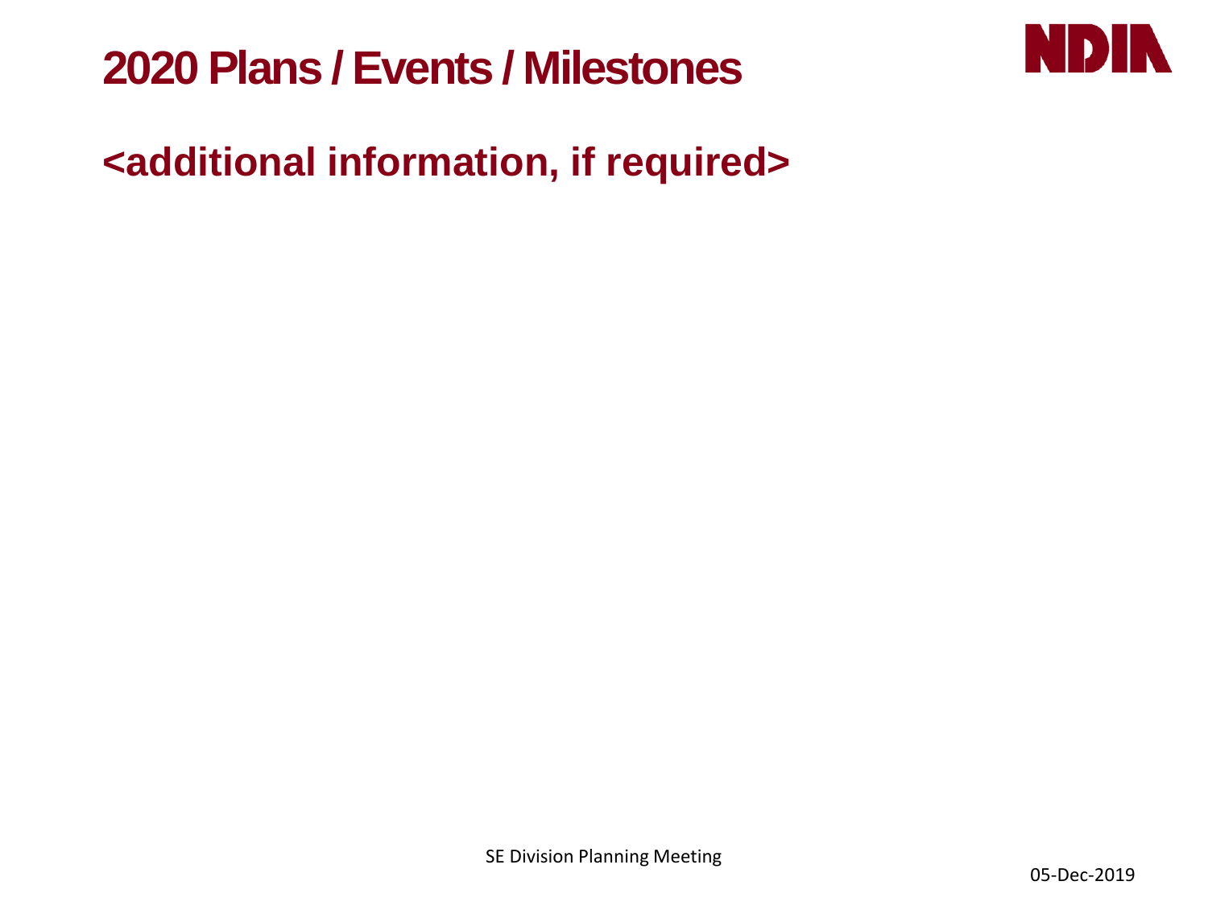# 2020 Plans / Events / Milestones

## <additional information, if required>